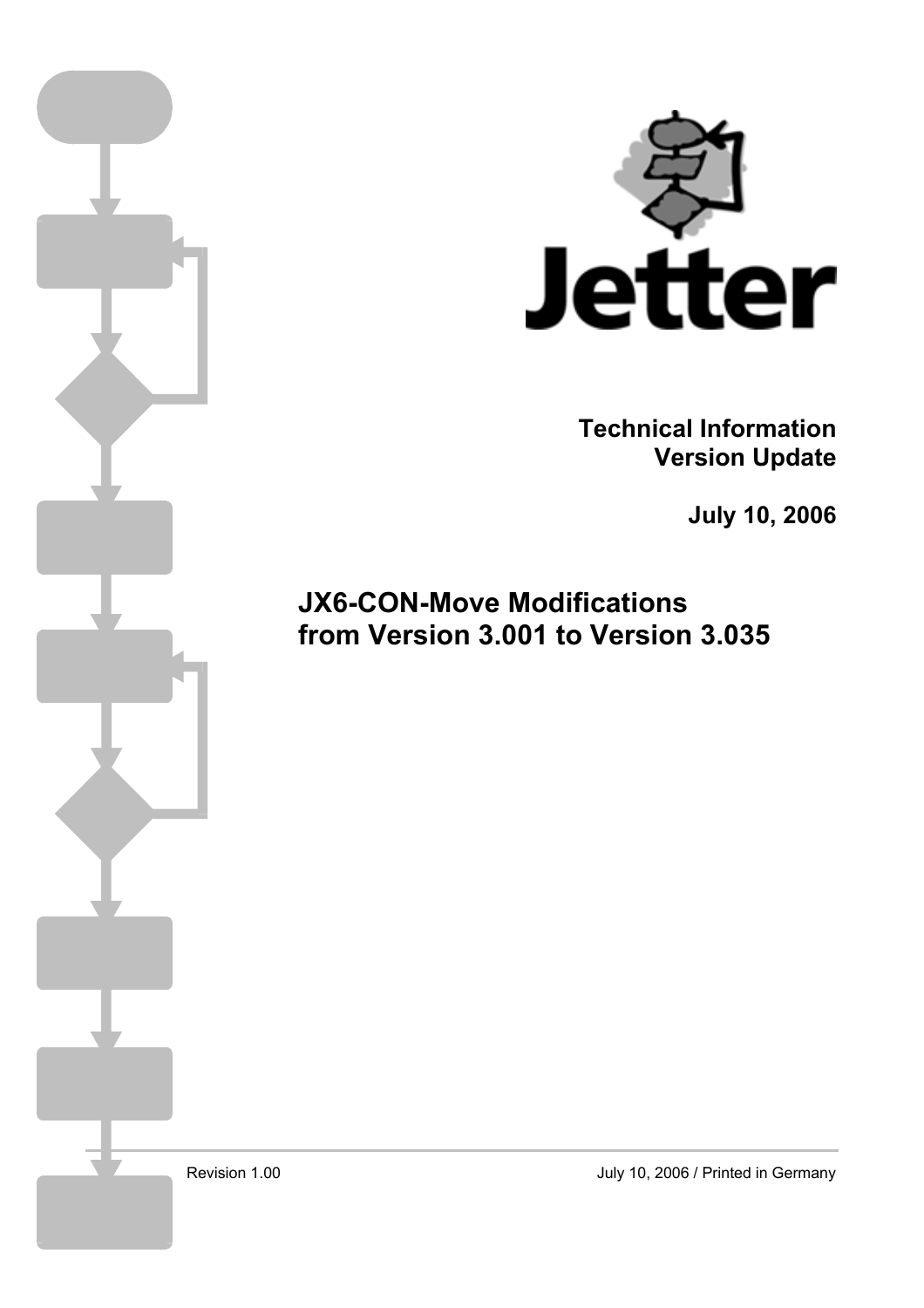Jetter

**Technical Information**
**Version Update**

**July 10, 2006**

# JX6-CON-Move Modifications from Version 3.001 to Version 3.035

Revision 1.00

July 10, 2006 / Printed in Germany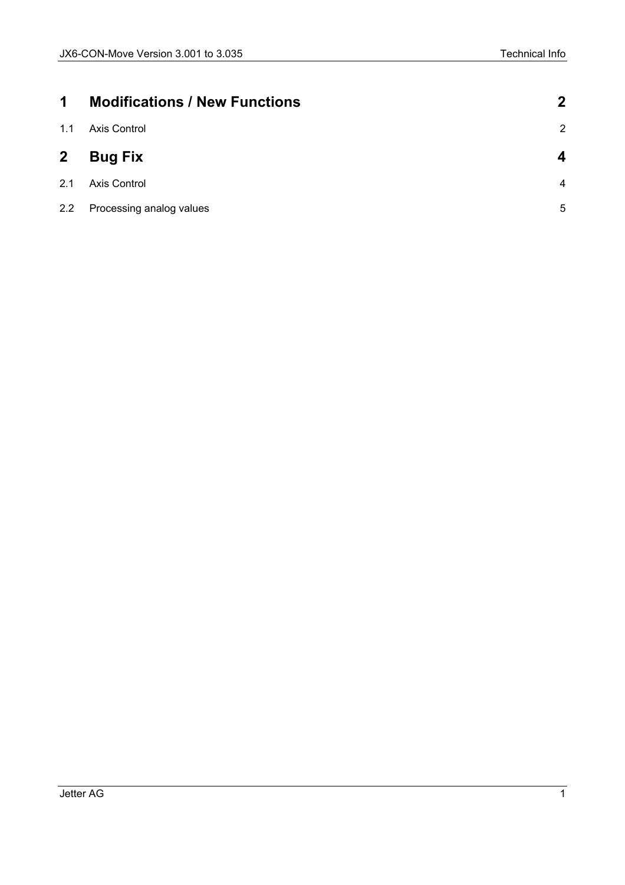| | | |
|---|---|---|
| **1** | **Modifications / New Functions** | **2** |
| 1.1 | Axis Control | 2 |
| **2** | **Bug Fix** | **4** |
| 2.1 | Axis Control | 4 |
| 2.2 | Processing analog values | 5 |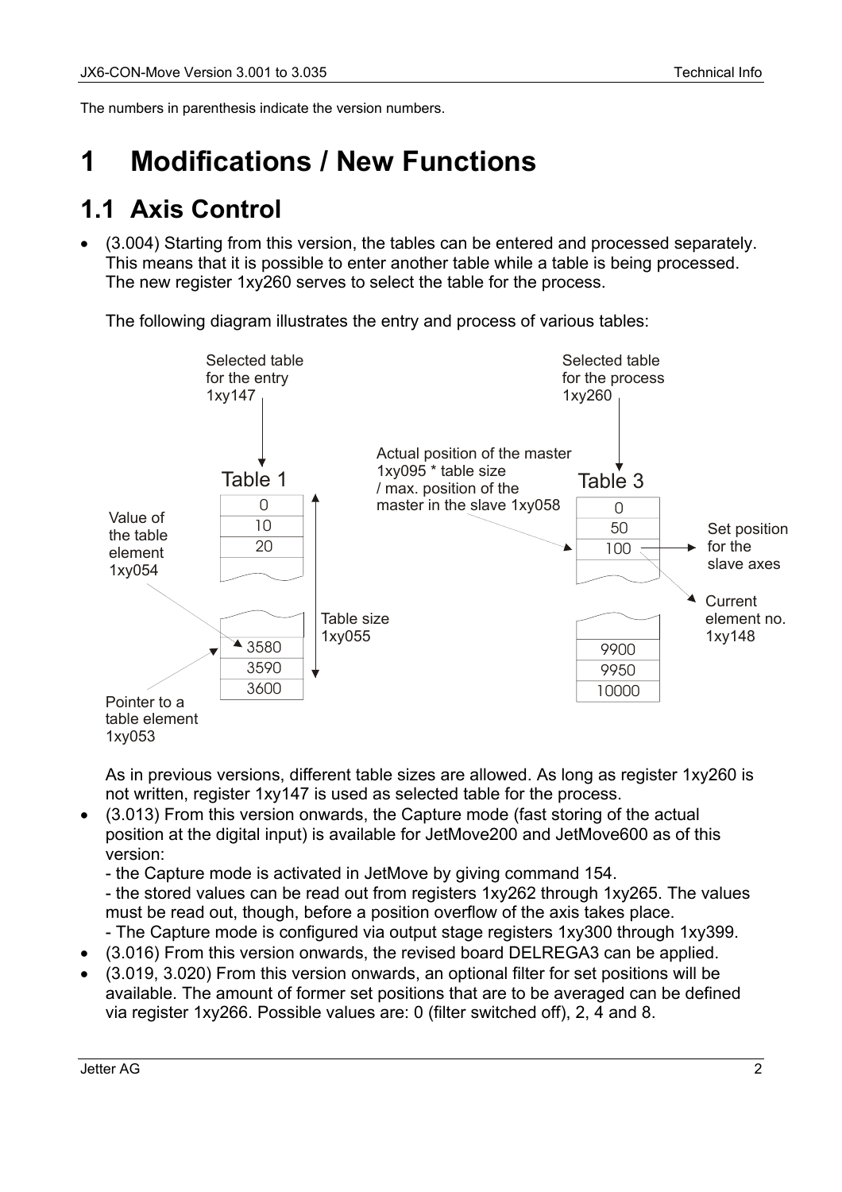The numbers in parenthesis indicate the version numbers.

# 1 Modifications / New Functions

## 1.1 Axis Control

- (3.004) Starting from this version, the tables can be entered and processed separately. This means that it is possible to enter another table while a table is being processed. The new register 1xy260 serves to select the table for the process.

  The following diagram illustrates the entry and process of various tables:

  Selected table for the entry 1xy147

  Selected table for the process 1xy260

  Actual position of the master 1xy095 * table size / max. position of the master in the slave 1xy058

  Table 1

  | 0 |
  |---|
  | 10 |
  | 20 |
  | ... |
  | 3580 |
  | 3590 |
  | 3600 |

  Table 3

  | 0 |
  |---|
  | 50 |
  | 100 |
  | ... |
  | 9900 |
  | 9950 |
  | 10000 |

  Value of the table element 1xy054

  Table size 1xy055

  Pointer to a table element 1xy053

  Set position for the slave axes

  Current element no. 1xy148

  As in previous versions, different table sizes are allowed. As long as register 1xy260 is not written, register 1xy147 is used as selected table for the process.

- (3.013) From this version onwards, the Capture mode (fast storing of the actual position at the digital input) is available for JetMove200 and JetMove600 as of this version:
  - the Capture mode is activated in JetMove by giving command 154.
  - the stored values can be read out from registers 1xy262 through 1xy265. The values must be read out, though, before a position overflow of the axis takes place.
  - The Capture mode is configured via output stage registers 1xy300 through 1xy399.
- (3.016) From this version onwards, the revised board DELREGA3 can be applied.
- (3.019, 3.020) From this version onwards, an optional filter for set positions will be available. The amount of former set positions that are to be averaged can be defined via register 1xy266. Possible values are: 0 (filter switched off), 2, 4 and 8.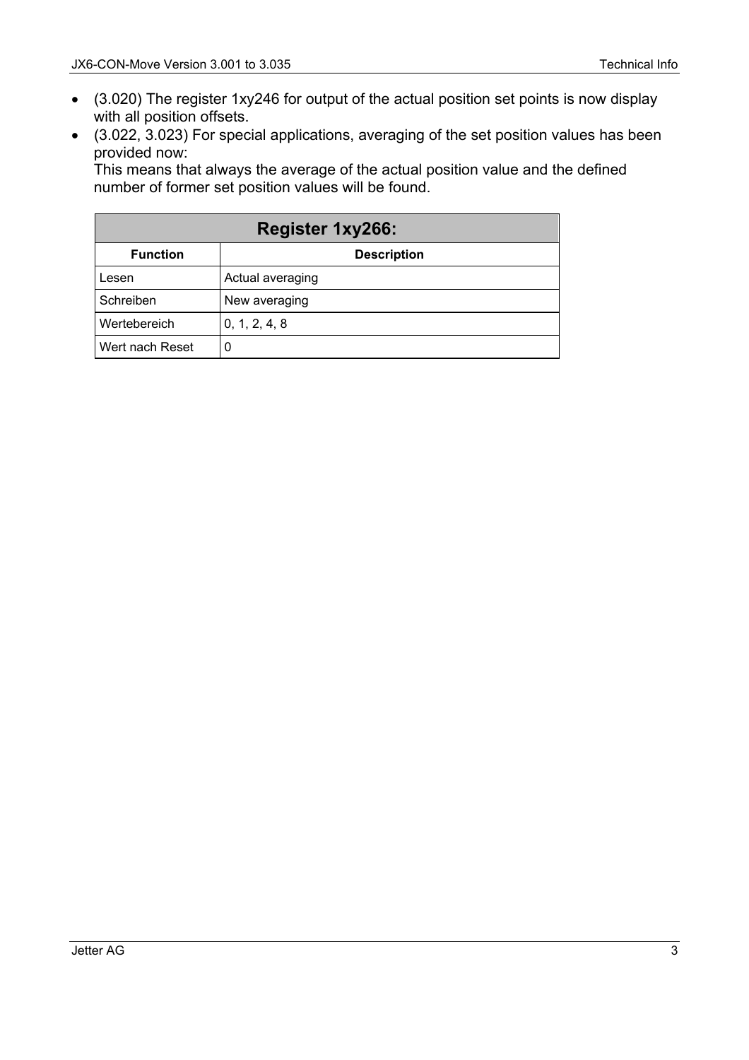- (3.020) The register 1xy246 for output of the actual position set points is now display with all position offsets.
- (3.022, 3.023) For special applications, averaging of the set position values has been provided now:
  This means that always the average of the actual position value and the defined number of former set position values will be found.

| Register 1xy266: | |
|---|---|
| **Function** | **Description** |
| Lesen | Actual averaging |
| Schreiben | New averaging |
| Wertebereich | 0, 1, 2, 4, 8 |
| Wert nach Reset | 0 |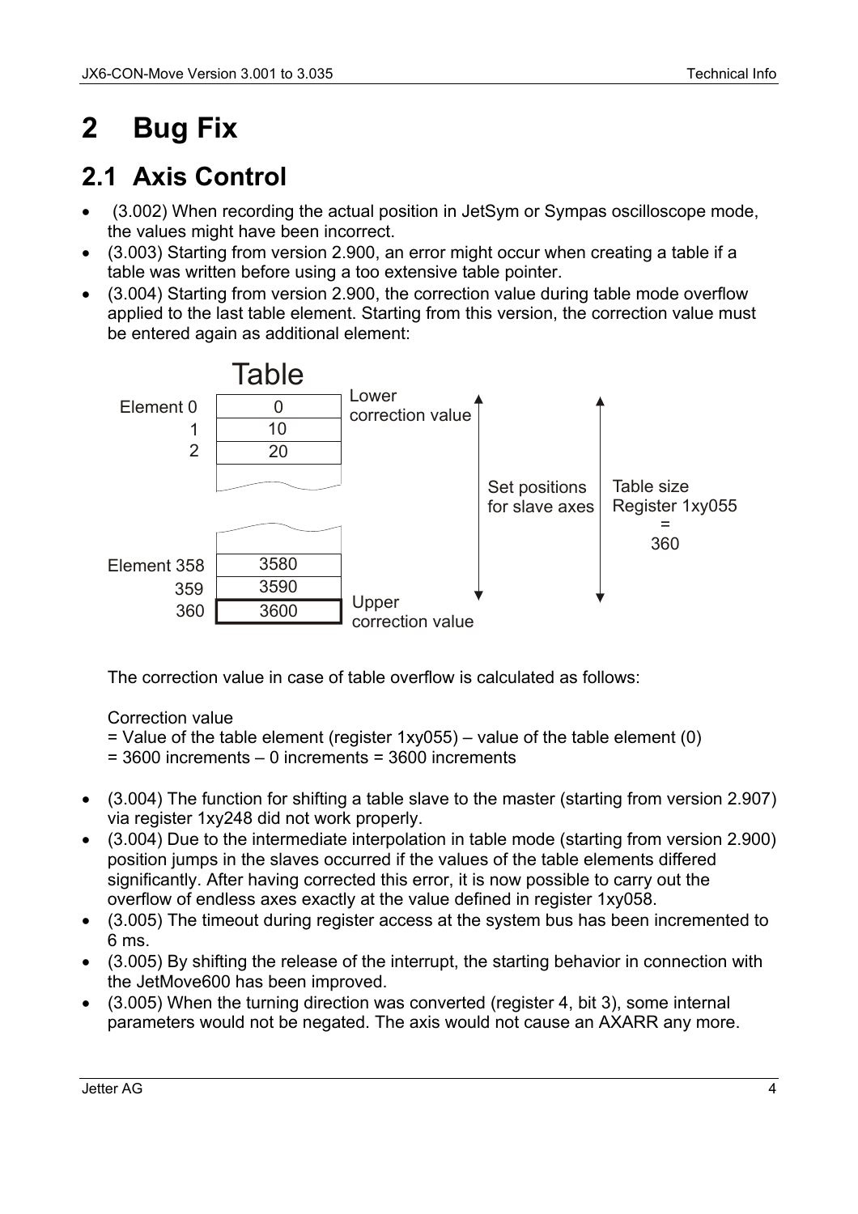# 2 Bug Fix

## 2.1 Axis Control

- (3.002) When recording the actual position in JetSym or Sympas oscilloscope mode, the values might have been incorrect.
- (3.003) Starting from version 2.900, an error might occur when creating a table if a table was written before using a too extensive table pointer.
- (3.004) Starting from version 2.900, the correction value during table mode overflow applied to the last table element. Starting from this version, the correction value must be entered again as additional element:

  **Table**

  | Element | Value | Note |
  |---|---|---|
  | 0 | 0 | Lower correction value |
  | 1 | 10 | |
  | 2 | 20 | |
  | ... | ... | |
  | 358 | 3580 | |
  | 359 | 3590 | |
  | 360 | 3600 | Upper correction value |

  Set positions for slave axes: Element 0 to Element 360

  Table size Register 1xy055 = 360

  The correction value in case of table overflow is calculated as follows:

  Correction value
  = Value of the table element (register 1xy055) – value of the table element (0)
  = 3600 increments – 0 increments = 3600 increments

- (3.004) The function for shifting a table slave to the master (starting from version 2.907) via register 1xy248 did not work properly.
- (3.004) Due to the intermediate interpolation in table mode (starting from version 2.900) position jumps in the slaves occurred if the values of the table elements differed significantly. After having corrected this error, it is now possible to carry out the overflow of endless axes exactly at the value defined in register 1xy058.
- (3.005) The timeout during register access at the system bus has been incremented to 6 ms.
- (3.005) By shifting the release of the interrupt, the starting behavior in connection with the JetMove600 has been improved.
- (3.005) When the turning direction was converted (register 4, bit 3), some internal parameters would not be negated. The axis would not cause an AXARR any more.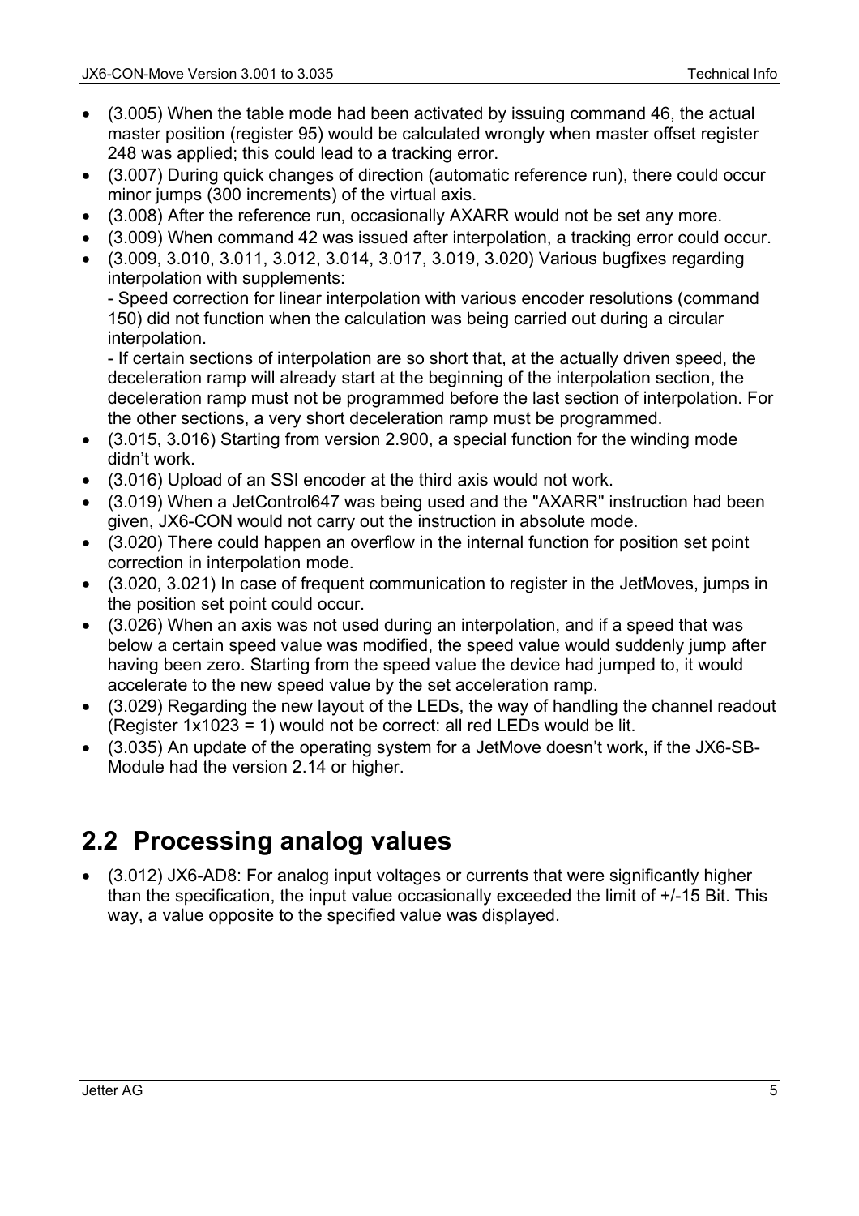- (3.005) When the table mode had been activated by issuing command 46, the actual master position (register 95) would be calculated wrongly when master offset register 248 was applied; this could lead to a tracking error.
- (3.007) During quick changes of direction (automatic reference run), there could occur minor jumps (300 increments) of the virtual axis.
- (3.008) After the reference run, occasionally AXARR would not be set any more.
- (3.009) When command 42 was issued after interpolation, a tracking error could occur.
- (3.009, 3.010, 3.011, 3.012, 3.014, 3.017, 3.019, 3.020) Various bugfixes regarding interpolation with supplements:
  - Speed correction for linear interpolation with various encoder resolutions (command 150) did not function when the calculation was being carried out during a circular interpolation.
  - If certain sections of interpolation are so short that, at the actually driven speed, the deceleration ramp will already start at the beginning of the interpolation section, the deceleration ramp must not be programmed before the last section of interpolation. For the other sections, a very short deceleration ramp must be programmed.
- (3.015, 3.016) Starting from version 2.900, a special function for the winding mode didn't work.
- (3.016) Upload of an SSI encoder at the third axis would not work.
- (3.019) When a JetControl647 was being used and the "AXARR" instruction had been given, JX6-CON would not carry out the instruction in absolute mode.
- (3.020) There could happen an overflow in the internal function for position set point correction in interpolation mode.
- (3.020, 3.021) In case of frequent communication to register in the JetMoves, jumps in the position set point could occur.
- (3.026) When an axis was not used during an interpolation, and if a speed that was below a certain speed value was modified, the speed value would suddenly jump after having been zero. Starting from the speed value the device had jumped to, it would accelerate to the new speed value by the set acceleration ramp.
- (3.029) Regarding the new layout of the LEDs, the way of handling the channel readout (Register 1x1023 = 1) would not be correct: all red LEDs would be lit.
- (3.035) An update of the operating system for a JetMove doesn't work, if the JX6-SB-Module had the version 2.14 or higher.

## 2.2 Processing analog values

- (3.012) JX6-AD8: For analog input voltages or currents that were significantly higher than the specification, the input value occasionally exceeded the limit of +/-15 Bit. This way, a value opposite to the specified value was displayed.